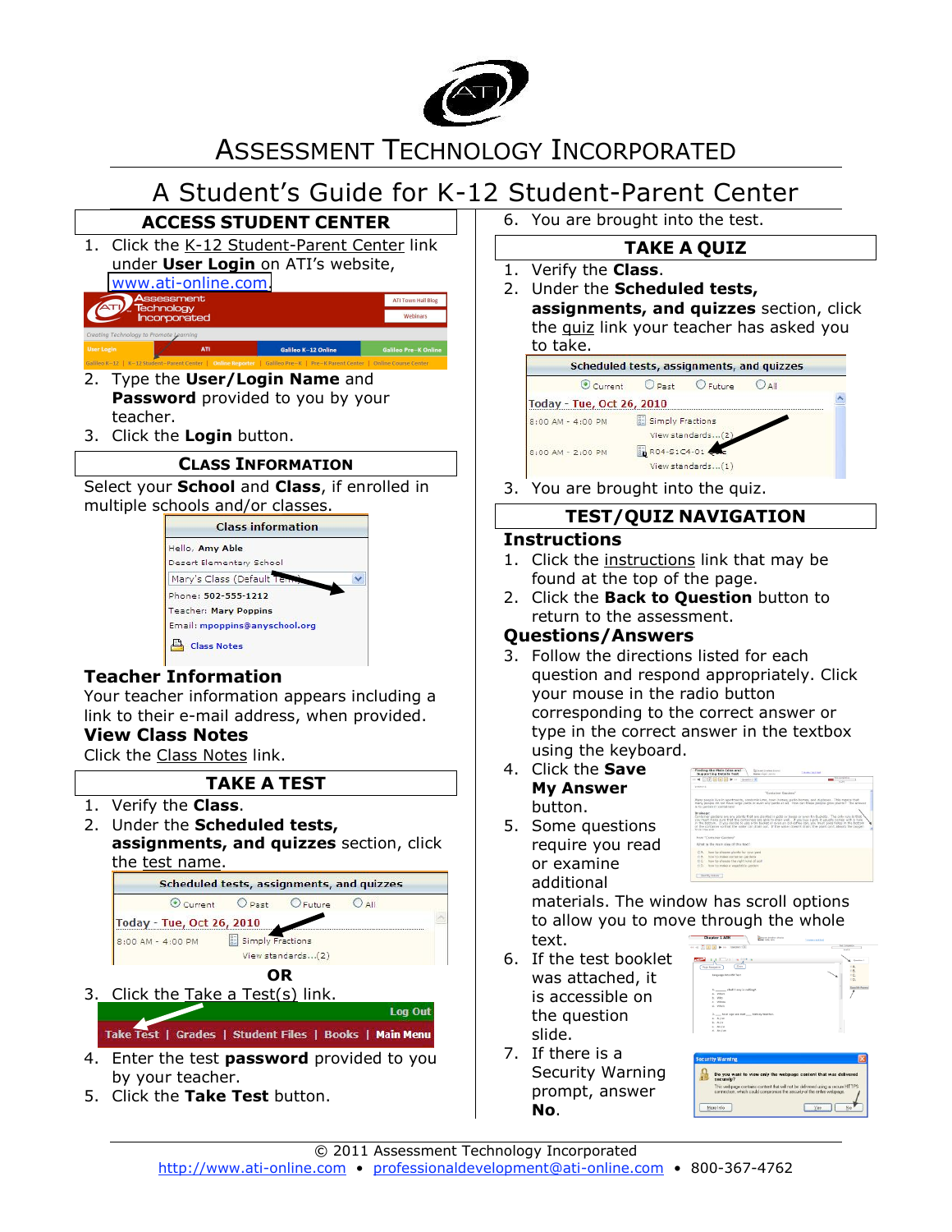# ASSESSMENT TECHNOLOGY INCORPORATED

## A Student's Guide for K-12 Student-Parent Center

### ACCESS STUDENT CENTER

1. Click the K-12 Student-Parent Center link under **User Login** on ATI's website, www.ati-online.com.
2. Type the **User/Login Name** and **Password** provided to you by your teacher.
3. Click the **Login** button.

### CLASS INFORMATION

Select your **School** and **Class**, if enrolled in multiple schools and/or classes.

**Teacher Information**

Your teacher information appears including a link to their e-mail address, when provided.

**View Class Notes**

Click the Class Notes link.

### TAKE A TEST

1. Verify the **Class**.
2. Under the **Scheduled tests, assignments, and quizzes** section, click the test name.

**OR**

3. Click the Take a Test(s) link.
4. Enter the test **password** provided to you by your teacher.
5. Click the **Take Test** button.
6. You are brought into the test.

### TAKE A QUIZ

1. Verify the **Class**.
2. Under the **Scheduled tests, assignments, and quizzes** section, click the quiz link your teacher has asked you to take.
3. You are brought into the quiz.

### TEST/QUIZ NAVIGATION

**Instructions**

1. Click the instructions link that may be found at the top of the page.
2. Click the **Back to Question** button to return to the assessment.

**Questions/Answers**

3. Follow the directions listed for each question and respond appropriately. Click your mouse in the radio button corresponding to the correct answer or type in the correct answer in the textbox using the keyboard.
4. Click the **Save My Answer** button.
5. Some questions require you read or examine additional materials. The window has scroll options to allow you to move through the whole text.
6. If the test booklet was attached, it is accessible on the question slide.
7. If there is a Security Warning prompt, answer **No**.

© 2011 Assessment Technology Incorporated
http://www.ati-online.com • professionaldevelopment@ati-online.com • 800-367-4762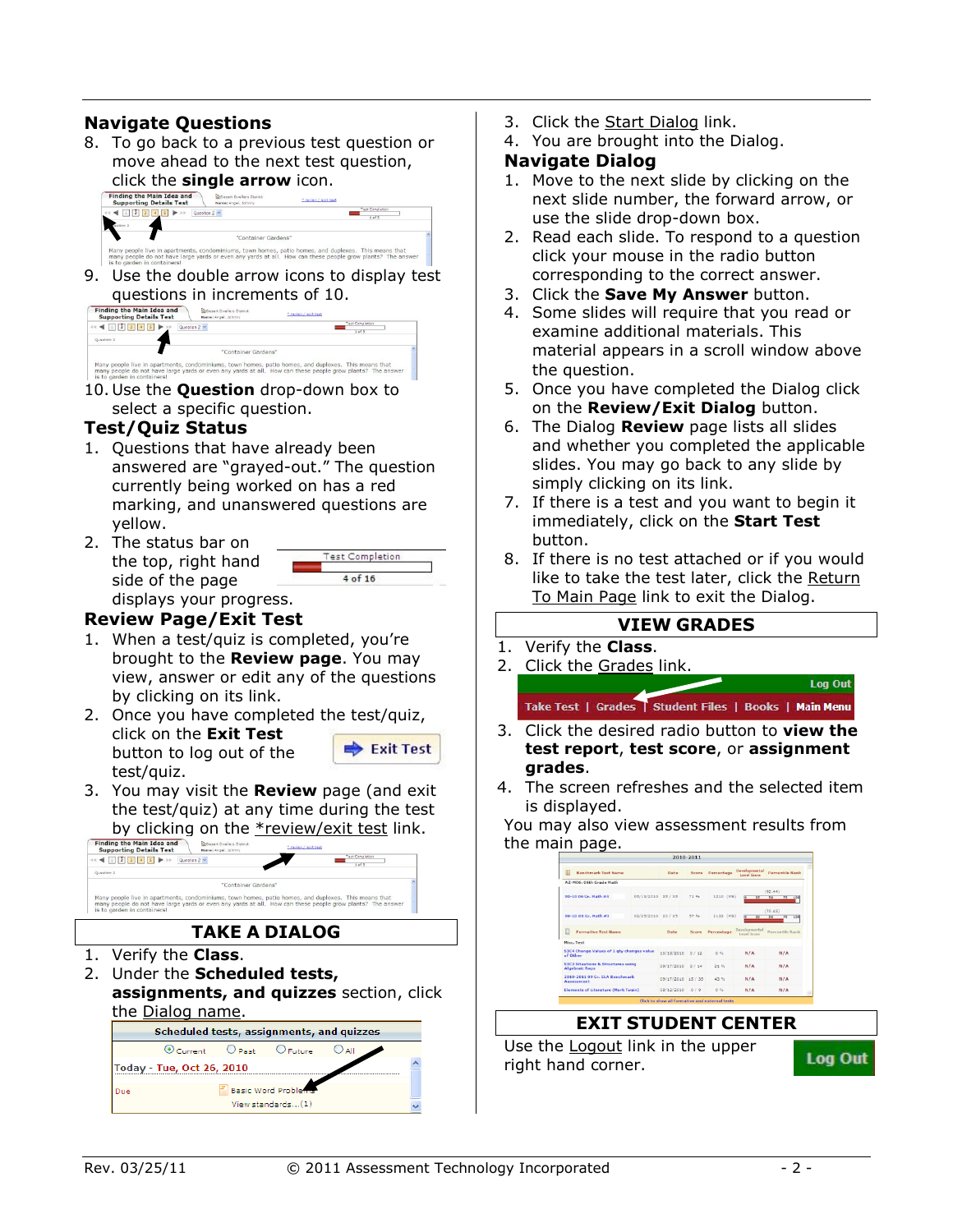## Navigate Questions

8. To go back to a previous test question or move ahead to the next test question, click the **single arrow** icon.
9. Use the double arrow icons to display test questions in increments of 10.
10. Use the **Question** drop-down box to select a specific question.

## Test/Quiz Status

1. Questions that have already been answered are "grayed-out." The question currently being worked on has a red marking, and unanswered questions are yellow.
2. The status bar on the top, right hand side of the page displays your progress.

## Review Page/Exit Test

1. When a test/quiz is completed, you're brought to the **Review page**. You may view, answer or edit any of the questions by clicking on its link.
2. Once you have completed the test/quiz, click on the **Exit Test** button to log out of the test/quiz.
3. You may visit the **Review** page (and exit the test/quiz) at any time during the test by clicking on the *review/exit test link.

## TAKE A DIALOG

1. Verify the **Class**.
2. Under the **Scheduled tests, assignments, and quizzes** section, click the Dialog name.
3. Click the Start Dialog link.
4. You are brought into the Dialog.

## Navigate Dialog

1. Move to the next slide by clicking on the next slide number, the forward arrow, or use the slide drop-down box.
2. Read each slide. To respond to a question click your mouse in the radio button corresponding to the correct answer.
3. Click the **Save My Answer** button.
4. Some slides will require that you read or examine additional materials. This material appears in a scroll window above the question.
5. Once you have completed the Dialog click on the **Review/Exit Dialog** button.
6. The Dialog **Review** page lists all slides and whether you completed the applicable slides. You may go back to any slide by simply clicking on its link.
7. If there is a test and you want to begin it immediately, click on the **Start Test** button.
8. If there is no test attached or if you would like to take the test later, click the Return To Main Page link to exit the Dialog.

## VIEW GRADES

1. Verify the **Class**.
2. Click the Grades link.
3. Click the desired radio button to **view the test report**, **test score**, or **assignment grades**.
4. The screen refreshes and the selected item is displayed.

You may also view assessment results from the main page.

## EXIT STUDENT CENTER

Use the Logout link in the upper right hand corner.